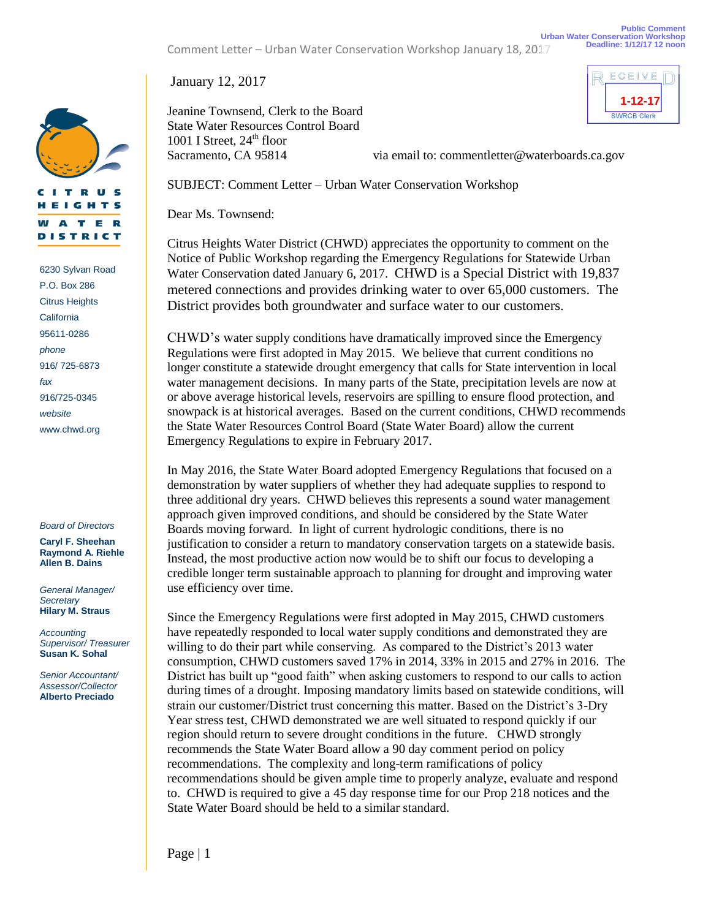Public Comment
Urban Water Conservation Workshop
Deadline: 1/12/17 12 noon

RECEIVED
1-12-17
SWRCB Clerk

**CITRUS HEIGHTS WATER DISTRICT**

6230 Sylvan Road
P.O. Box 286
Citrus Heights
California
95611-0286
*phone*
916/ 725-6873
*fax*
916/725-0345
*website*
www.chwd.org

*Board of Directors*
**Caryl F. Sheehan**
**Raymond A. Riehle**
**Allen B. Dains**

*General Manager/ Secretary*
**Hilary M. Straus**

*Accounting Supervisor/ Treasurer*
**Susan K. Sohal**

*Senior Accountant/ Assessor/Collector*
**Alberto Preciado**

January 12, 2017

Jeanine Townsend, Clerk to the Board
State Water Resources Control Board
1001 I Street, 24th floor
Sacramento, CA 95814 via email to: commentletter@waterboards.ca.gov

SUBJECT: Comment Letter – Urban Water Conservation Workshop

Dear Ms. Townsend:

Citrus Heights Water District (CHWD) appreciates the opportunity to comment on the Notice of Public Workshop regarding the Emergency Regulations for Statewide Urban Water Conservation dated January 6, 2017. CHWD is a Special District with 19,837 metered connections and provides drinking water to over 65,000 customers. The District provides both groundwater and surface water to our customers.

CHWD's water supply conditions have dramatically improved since the Emergency Regulations were first adopted in May 2015. We believe that current conditions no longer constitute a statewide drought emergency that calls for State intervention in local water management decisions. In many parts of the State, precipitation levels are now at or above average historical levels, reservoirs are spilling to ensure flood protection, and snowpack is at historical averages. Based on the current conditions, CHWD recommends the State Water Resources Control Board (State Water Board) allow the current Emergency Regulations to expire in February 2017.

In May 2016, the State Water Board adopted Emergency Regulations that focused on a demonstration by water suppliers of whether they had adequate supplies to respond to three additional dry years. CHWD believes this represents a sound water management approach given improved conditions, and should be considered by the State Water Boards moving forward. In light of current hydrologic conditions, there is no justification to consider a return to mandatory conservation targets on a statewide basis. Instead, the most productive action now would be to shift our focus to developing a credible longer term sustainable approach to planning for drought and improving water use efficiency over time.

Since the Emergency Regulations were first adopted in May 2015, CHWD customers have repeatedly responded to local water supply conditions and demonstrated they are willing to do their part while conserving. As compared to the District's 2013 water consumption, CHWD customers saved 17% in 2014, 33% in 2015 and 27% in 2016. The District has built up "good faith" when asking customers to respond to our calls to action during times of a drought. Imposing mandatory limits based on statewide conditions, will strain our customer/District trust concerning this matter. Based on the District's 3-Dry Year stress test, CHWD demonstrated we are well situated to respond quickly if our region should return to severe drought conditions in the future. CHWD strongly recommends the State Water Board allow a 90 day comment period on policy recommendations. The complexity and long-term ramifications of policy recommendations should be given ample time to properly analyze, evaluate and respond to. CHWD is required to give a 45 day response time for our Prop 218 notices and the State Water Board should be held to a similar standard.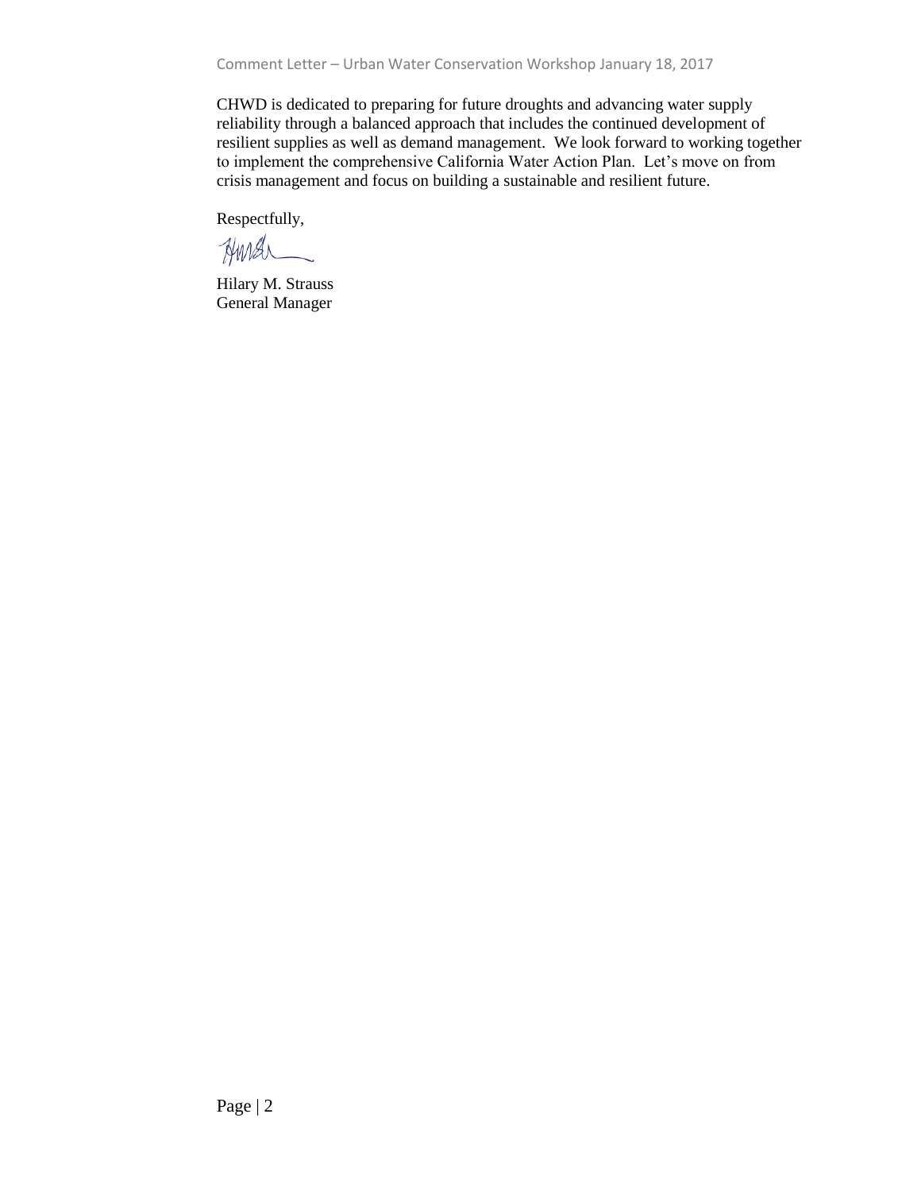CHWD is dedicated to preparing for future droughts and advancing water supply reliability through a balanced approach that includes the continued development of resilient supplies as well as demand management. We look forward to working together to implement the comprehensive California Water Action Plan. Let's move on from crisis management and focus on building a sustainable and resilient future.

Respectfully,

Hilary M. Strauss
General Manager